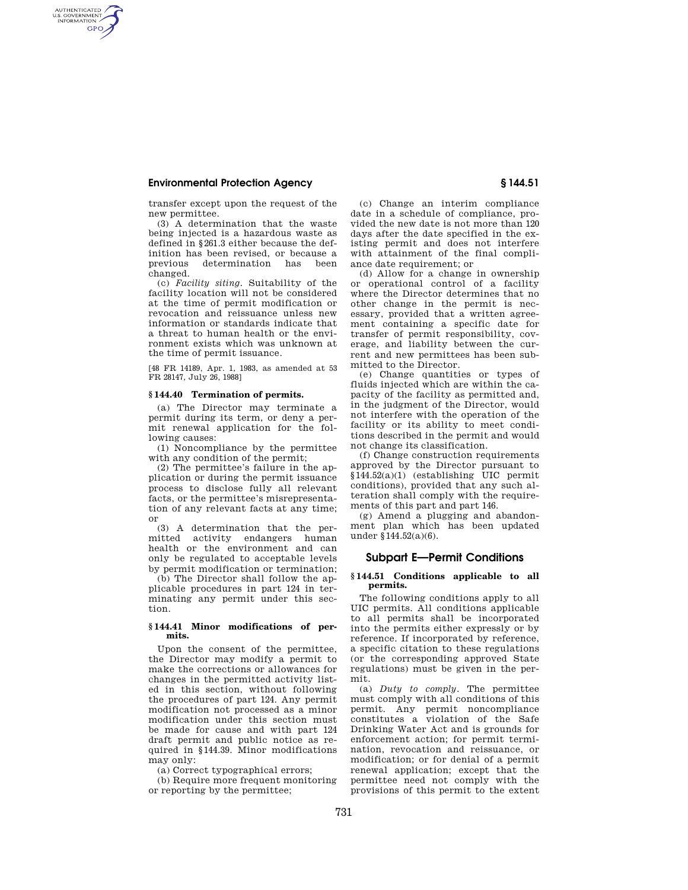transfer except upon the request of the new permittee.

(3) A determination that the waste being injected is a hazardous waste as defined in §261.3 either because the definition has been revised, or because a previous determination has been changed.

(c) *Facility siting.* Suitability of the facility location will not be considered at the time of permit modification or revocation and reissuance unless new information or standards indicate that a threat to human health or the environment exists which was unknown at the time of permit issuance.

[48 FR 14189, Apr. 1, 1983, as amended at 53 FR 28147, July 26, 1988]

### §144.40 Termination of permits.

(a) The Director may terminate a permit during its term, or deny a permit renewal application for the following causes:

(1) Noncompliance by the permittee with any condition of the permit;

(2) The permittee's failure in the application or during the permit issuance process to disclose fully all relevant facts, or the permittee's misrepresentation of any relevant facts at any time; or

(3) A determination that the permitted activity endangers human health or the environment and can only be regulated to acceptable levels by permit modification or termination;

(b) The Director shall follow the applicable procedures in part 124 in terminating any permit under this section.

### §144.41 Minor modifications of permits.

Upon the consent of the permittee, the Director may modify a permit to make the corrections or allowances for changes in the permitted activity listed in this section, without following the procedures of part 124. Any permit modification not processed as a minor modification under this section must be made for cause and with part 124 draft permit and public notice as required in §144.39. Minor modifications may only:

(a) Correct typographical errors;

(b) Require more frequent monitoring or reporting by the permittee;

(c) Change an interim compliance date in a schedule of compliance, provided the new date is not more than 120 days after the date specified in the existing permit and does not interfere with attainment of the final compliance date requirement; or

(d) Allow for a change in ownership or operational control of a facility where the Director determines that no other change in the permit is necessary, provided that a written agreement containing a specific date for transfer of permit responsibility, coverage, and liability between the current and new permittees has been submitted to the Director.

(e) Change quantities or types of fluids injected which are within the capacity of the facility as permitted and, in the judgment of the Director, would not interfere with the operation of the facility or its ability to meet conditions described in the permit and would not change its classification.

(f) Change construction requirements approved by the Director pursuant to §144.52(a)(1) (establishing UIC permit conditions), provided that any such alteration shall comply with the requirements of this part and part 146.

(g) Amend a plugging and abandonment plan which has been updated under §144.52(a)(6).

## Subpart E—Permit Conditions

### §144.51 Conditions applicable to all permits.

The following conditions apply to all UIC permits. All conditions applicable to all permits shall be incorporated into the permits either expressly or by reference. If incorporated by reference, a specific citation to these regulations (or the corresponding approved State regulations) must be given in the permit.

(a) *Duty to comply.* The permittee must comply with all conditions of this permit. Any permit noncompliance constitutes a violation of the Safe Drinking Water Act and is grounds for enforcement action; for permit termination, revocation and reissuance, or modification; or for denial of a permit renewal application; except that the permittee need not comply with the provisions of this permit to the extent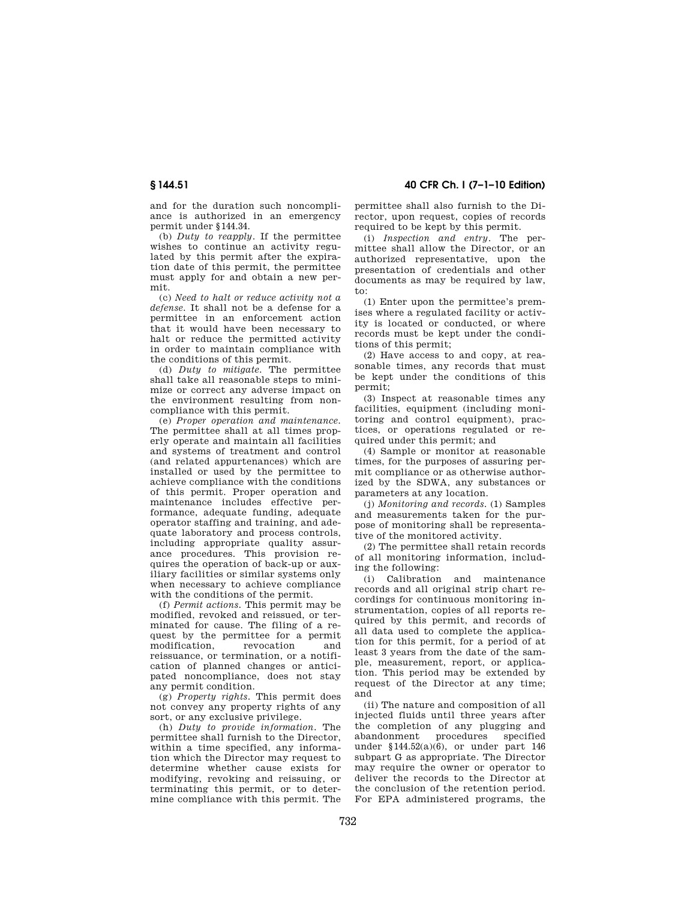and for the duration such noncompliance is authorized in an emergency permit under §144.34.

(b) *Duty to reapply.* If the permittee wishes to continue an activity regulated by this permit after the expiration date of this permit, the permittee must apply for and obtain a new permit.

(c) *Need to halt or reduce activity not a defense.* It shall not be a defense for a permittee in an enforcement action that it would have been necessary to halt or reduce the permitted activity in order to maintain compliance with the conditions of this permit.

(d) *Duty to mitigate.* The permittee shall take all reasonable steps to minimize or correct any adverse impact on the environment resulting from noncompliance with this permit.

(e) *Proper operation and maintenance.* The permittee shall at all times properly operate and maintain all facilities and systems of treatment and control (and related appurtenances) which are installed or used by the permittee to achieve compliance with the conditions of this permit. Proper operation and maintenance includes effective performance, adequate funding, adequate operator staffing and training, and adequate laboratory and process controls, including appropriate quality assurance procedures. This provision requires the operation of back-up or auxiliary facilities or similar systems only when necessary to achieve compliance with the conditions of the permit.

(f) *Permit actions.* This permit may be modified, revoked and reissued, or terminated for cause. The filing of a request by the permittee for a permit modification, revocation and reissuance, or termination, or a notification of planned changes or anticipated noncompliance, does not stay any permit condition.

(g) *Property rights.* This permit does not convey any property rights of any sort, or any exclusive privilege.

(h) *Duty to provide information.* The permittee shall furnish to the Director, within a time specified, any information which the Director may request to determine whether cause exists for modifying, revoking and reissuing, or terminating this permit, or to determine compliance with this permit. The permittee shall also furnish to the Director, upon request, copies of records required to be kept by this permit.

(i) *Inspection and entry.* The permittee shall allow the Director, or an authorized representative, upon the presentation of credentials and other documents as may be required by law, to:

(1) Enter upon the permittee's premises where a regulated facility or activity is located or conducted, or where records must be kept under the conditions of this permit;

(2) Have access to and copy, at reasonable times, any records that must be kept under the conditions of this permit;

(3) Inspect at reasonable times any facilities, equipment (including monitoring and control equipment), practices, or operations regulated or required under this permit; and

(4) Sample or monitor at reasonable times, for the purposes of assuring permit compliance or as otherwise authorized by the SDWA, any substances or parameters at any location.

(j) *Monitoring and records.* (1) Samples and measurements taken for the purpose of monitoring shall be representative of the monitored activity.

(2) The permittee shall retain records of all monitoring information, including the following:

(i) Calibration and maintenance records and all original strip chart recordings for continuous monitoring instrumentation, copies of all reports required by this permit, and records of all data used to complete the application for this permit, for a period of at least 3 years from the date of the sample, measurement, report, or application. This period may be extended by request of the Director at any time; and

(ii) The nature and composition of all injected fluids until three years after the completion of any plugging and abandonment procedures specified under §144.52(a)(6), or under part 146 subpart G as appropriate. The Director may require the owner or operator to deliver the records to the Director at the conclusion of the retention period. For EPA administered programs, the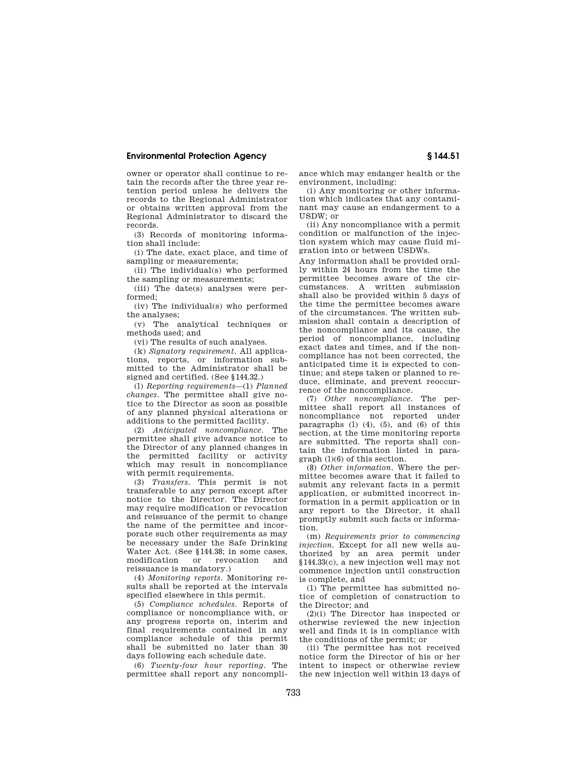owner or operator shall continue to retain the records after the three year retention period unless he delivers the records to the Regional Administrator or obtains written approval from the Regional Administrator to discard the records.

(3) Records of monitoring information shall include:

(i) The date, exact place, and time of sampling or measurements;

(ii) The individual(s) who performed the sampling or measurements;

(iii) The date(s) analyses were performed;

(iv) The individual(s) who performed the analyses;

(v) The analytical techniques or methods used; and

(vi) The results of such analyses.

(k) *Signatory requirement.* All applications, reports, or information submitted to the Administrator shall be signed and certified. (See §144.32.)

(l) *Reporting requirements*—(1) *Planned changes.* The permittee shall give notice to the Director as soon as possible of any planned physical alterations or additions to the permitted facility.

(2) *Anticipated noncompliance.* The permittee shall give advance notice to the Director of any planned changes in the permitted facility or activity which may result in noncompliance with permit requirements.

(3) *Transfers.* This permit is not transferable to any person except after notice to the Director. The Director may require modification or revocation and reissuance of the permit to change the name of the permittee and incorporate such other requirements as may be necessary under the Safe Drinking Water Act. (See §144.38; in some cases, modification or revocation and reissuance is mandatory.)

(4) *Monitoring reports.* Monitoring results shall be reported at the intervals specified elsewhere in this permit.

(5) *Compliance schedules.* Reports of compliance or noncompliance with, or any progress reports on, interim and final requirements contained in any compliance schedule of this permit shall be submitted no later than 30 days following each schedule date.

(6) *Twenty-four hour reporting.* The permittee shall report any noncompliance which may endanger health or the environment, including:

(i) Any monitoring or other information which indicates that any contaminant may cause an endangerment to a USDW; or

(ii) Any noncompliance with a permit condition or malfunction of the injection system which may cause fluid migration into or between USDWs.

Any information shall be provided orally within 24 hours from the time the permittee becomes aware of the circumstances. A written submission shall also be provided within 5 days of the time the permittee becomes aware of the circumstances. The written submission shall contain a description of the noncompliance and its cause, the period of noncompliance, including exact dates and times, and if the noncompliance has not been corrected, the anticipated time it is expected to continue; and steps taken or planned to reduce, eliminate, and prevent reoccurrence of the noncompliance.

(7) *Other noncompliance.* The permittee shall report all instances of noncompliance not reported under paragraphs (l) (4), (5), and (6) of this section, at the time monitoring reports are submitted. The reports shall contain the information listed in paragraph (l)(6) of this section.

(8) *Other information.* Where the permittee becomes aware that it failed to submit any relevant facts in a permit application, or submitted incorrect information in a permit application or in any report to the Director, it shall promptly submit such facts or information.

(m) *Requirements prior to commencing injection.* Except for all new wells authorized by an area permit under §144.33(c), a new injection well may not commence injection until construction is complete, and

(1) The permittee has submitted notice of completion of construction to the Director; and

(2)(i) The Director has inspected or otherwise reviewed the new injection well and finds it is in compliance with the conditions of the permit; or

(ii) The permittee has not received notice form the Director of his or her intent to inspect or otherwise review the new injection well within 13 days of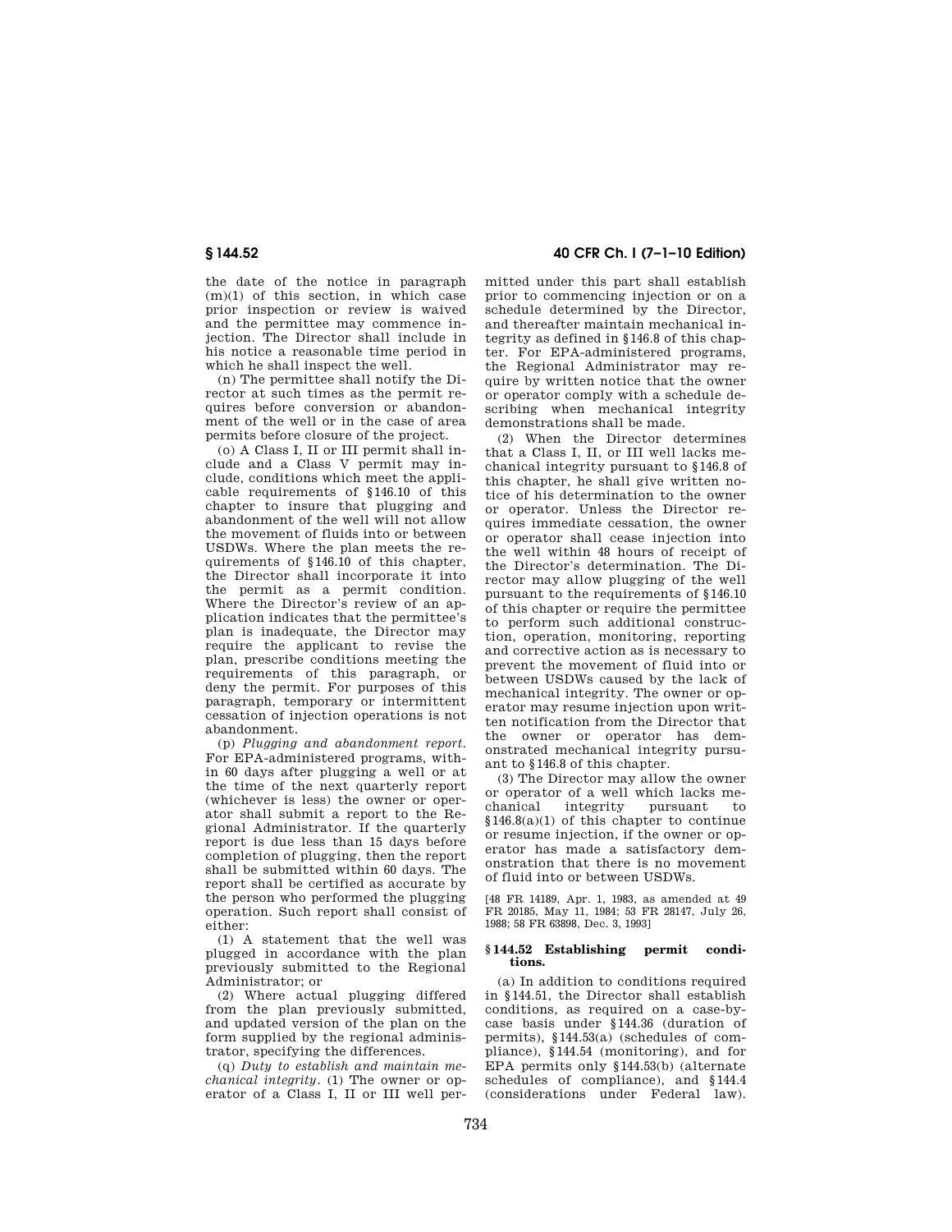the date of the notice in paragraph (m)(1) of this section, in which case prior inspection or review is waived and the permittee may commence injection. The Director shall include in his notice a reasonable time period in which he shall inspect the well.

(n) The permittee shall notify the Director at such times as the permit requires before conversion or abandonment of the well or in the case of area permits before closure of the project.

(o) A Class I, II or III permit shall include and a Class V permit may include, conditions which meet the applicable requirements of §146.10 of this chapter to insure that plugging and abandonment of the well will not allow the movement of fluids into or between USDWs. Where the plan meets the requirements of §146.10 of this chapter, the Director shall incorporate it into the permit as a permit condition. Where the Director's review of an application indicates that the permittee's plan is inadequate, the Director may require the applicant to revise the plan, prescribe conditions meeting the requirements of this paragraph, or deny the permit. For purposes of this paragraph, temporary or intermittent cessation of injection operations is not abandonment.

(p) *Plugging and abandonment report.* For EPA-administered programs, within 60 days after plugging a well or at the time of the next quarterly report (whichever is less) the owner or operator shall submit a report to the Regional Administrator. If the quarterly report is due less than 15 days before completion of plugging, then the report shall be submitted within 60 days. The report shall be certified as accurate by the person who performed the plugging operation. Such report shall consist of either:

(1) A statement that the well was plugged in accordance with the plan previously submitted to the Regional Administrator; or

(2) Where actual plugging differed from the plan previously submitted, and updated version of the plan on the form supplied by the regional administrator, specifying the differences.

(q) *Duty to establish and maintain mechanical integrity.* (1) The owner or operator of a Class I, II or III well permitted under this part shall establish prior to commencing injection or on a schedule determined by the Director, and thereafter maintain mechanical integrity as defined in §146.8 of this chapter. For EPA-administered programs, the Regional Administrator may require by written notice that the owner or operator comply with a schedule describing when mechanical integrity demonstrations shall be made.

(2) When the Director determines that a Class I, II, or III well lacks mechanical integrity pursuant to §146.8 of this chapter, he shall give written notice of his determination to the owner or operator. Unless the Director requires immediate cessation, the owner or operator shall cease injection into the well within 48 hours of receipt of the Director's determination. The Director may allow plugging of the well pursuant to the requirements of §146.10 of this chapter or require the permittee to perform such additional construction, operation, monitoring, reporting and corrective action as is necessary to prevent the movement of fluid into or between USDWs caused by the lack of mechanical integrity. The owner or operator may resume injection upon written notification from the Director that the owner or operator has demonstrated mechanical integrity pursuant to §146.8 of this chapter.

(3) The Director may allow the owner or operator of a well which lacks mechanical integrity pursuant to §146.8(a)(1) of this chapter to continue or resume injection, if the owner or operator has made a satisfactory demonstration that there is no movement of fluid into or between USDWs.

[48 FR 14189, Apr. 1, 1983, as amended at 49 FR 20185, May 11, 1984; 53 FR 28147, July 26, 1988; 58 FR 63898, Dec. 3, 1993]

## §144.52 Establishing permit conditions.

(a) In addition to conditions required in §144.51, the Director shall establish conditions, as required on a case-by-case basis under §144.36 (duration of permits), §144.53(a) (schedules of compliance), §144.54 (monitoring), and for EPA permits only §144.53(b) (alternate schedules of compliance), and §144.4 (considerations under Federal law).